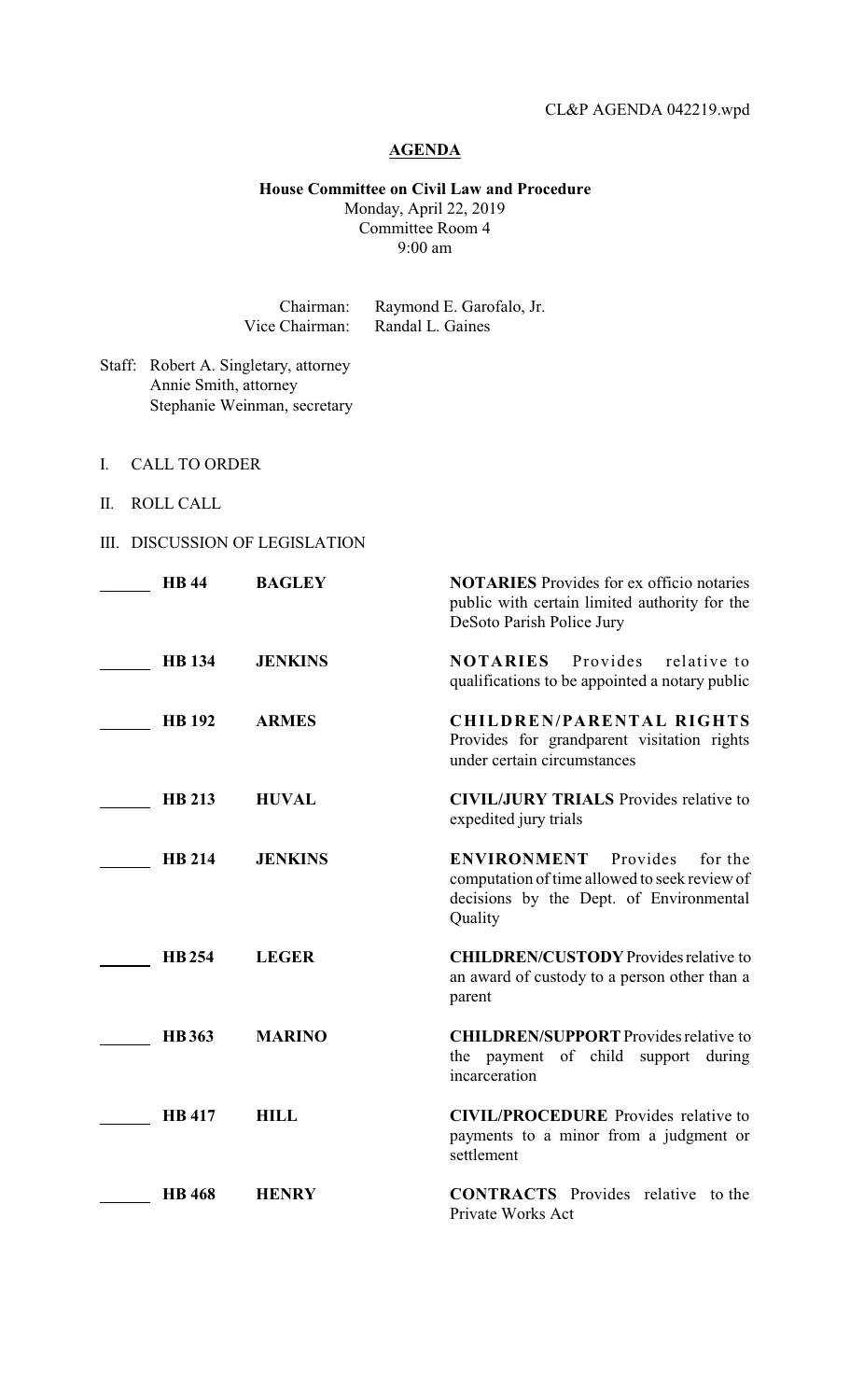CL&P AGENDA 042219.wpd

# AGENDA

**House Committee on Civil Law and Procedure**
Monday, April 22, 2019
Committee Room 4
9:00 am

Chairman: Raymond E. Garofalo, Jr.
Vice Chairman: Randal L. Gaines

Staff: Robert A. Singletary, attorney
Annie Smith, attorney
Stephanie Weinman, secretary

I. CALL TO ORDER

II. ROLL CALL

III. DISCUSSION OF LEGISLATION

| | | | |
|---|---|---|---|
| ______ | **HB 44** | **BAGLEY** | **NOTARIES** Provides for ex officio notaries public with certain limited authority for the DeSoto Parish Police Jury |
| ______ | **HB 134** | **JENKINS** | **NOTARIES** Provides relative to qualifications to be appointed a notary public |
| ______ | **HB 192** | **ARMES** | **CHILDREN/PARENTAL RIGHTS** Provides for grandparent visitation rights under certain circumstances |
| ______ | **HB 213** | **HUVAL** | **CIVIL/JURY TRIALS** Provides relative to expedited jury trials |
| ______ | **HB 214** | **JENKINS** | **ENVIRONMENT** Provides for the computation of time allowed to seek review of decisions by the Dept. of Environmental Quality |
| ______ | **HB 254** | **LEGER** | **CHILDREN/CUSTODY** Provides relative to an award of custody to a person other than a parent |
| ______ | **HB 363** | **MARINO** | **CHILDREN/SUPPORT** Provides relative to the payment of child support during incarceration |
| ______ | **HB 417** | **HILL** | **CIVIL/PROCEDURE** Provides relative to payments to a minor from a judgment or settlement |
| ______ | **HB 468** | **HENRY** | **CONTRACTS** Provides relative to the Private Works Act |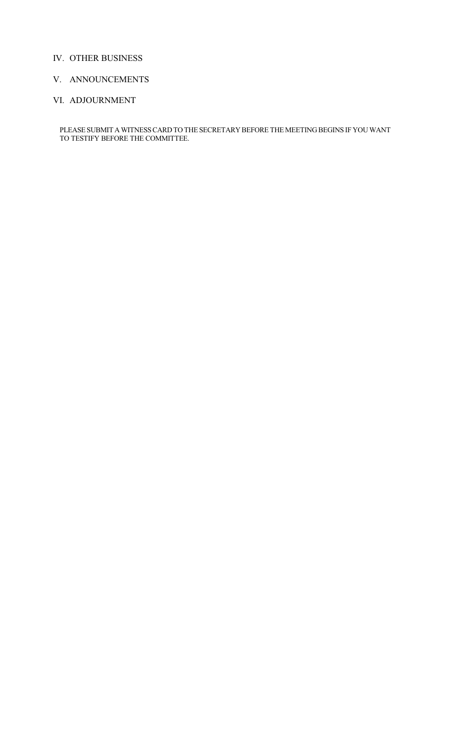IV. OTHER BUSINESS

V. ANNOUNCEMENTS

VI. ADJOURNMENT

PLEASE SUBMIT A WITNESS CARD TO THE SECRETARY BEFORE THE MEETING BEGINS IF YOU WANT TO TESTIFY BEFORE THE COMMITTEE.